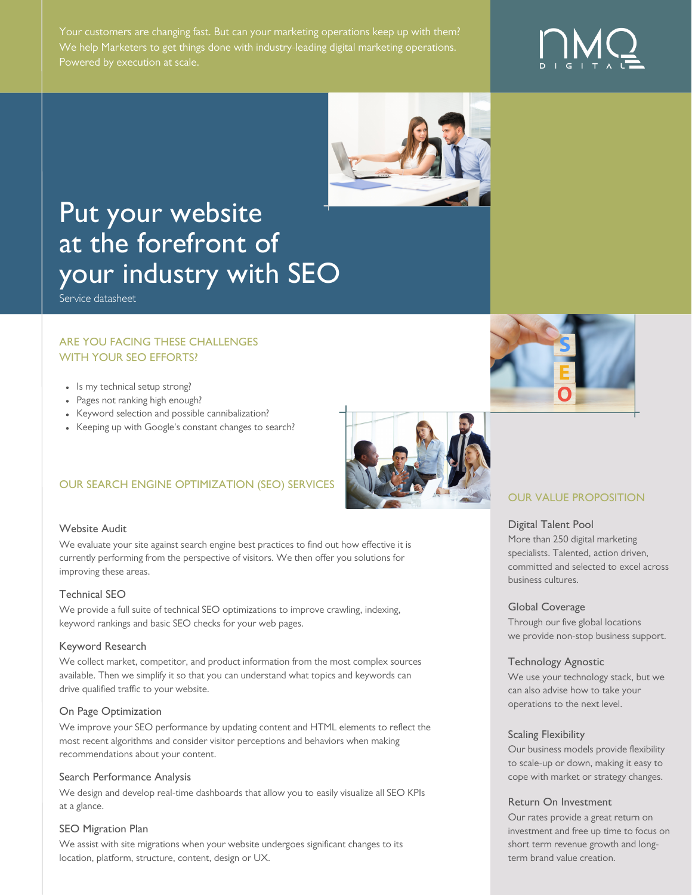Your customers are changing fast. But can your marketing operations keep up with them? We help Marketers to get things done with industry-leading digital marketing operations. Powered by execution at scale.

NMQ DIGITAL

# Put your website at the forefront of your industry with SEO

Service datasheet

## ARE YOU FACING THESE CHALLENGES WITH YOUR SEO EFFORTS?

- Is my technical setup strong?
- Pages not ranking high enough?
- Keyword selection and possible cannibalization?
- Keeping up with Google's constant changes to search?

## OUR SEARCH ENGINE OPTIMIZATION (SEO) SERVICES

### Website Audit

We evaluate your site against search engine best practices to find out how effective it is currently performing from the perspective of visitors. We then offer you solutions for improving these areas.

### Technical SEO

We provide a full suite of technical SEO optimizations to improve crawling, indexing, keyword rankings and basic SEO checks for your web pages.

### Keyword Research

We collect market, competitor, and product information from the most complex sources available. Then we simplify it so that you can understand what topics and keywords can drive qualified traffic to your website.

### On Page Optimization

We improve your SEO performance by updating content and HTML elements to reflect the most recent algorithms and consider visitor perceptions and behaviors when making recommendations about your content.

### Search Performance Analysis

We design and develop real-time dashboards that allow you to easily visualize all SEO KPIs at a glance.

### SEO Migration Plan

We assist with site migrations when your website undergoes significant changes to its location, platform, structure, content, design or UX.

## OUR VALUE PROPOSITION

### Digital Talent Pool

More than 250 digital marketing specialists. Talented, action driven, committed and selected to excel across business cultures.

### Global Coverage

Through our five global locations we provide non-stop business support.

### Technology Agnostic

We use your technology stack, but we can also advise how to take your operations to the next level.

### Scaling Flexibility

Our business models provide flexibility to scale-up or down, making it easy to cope with market or strategy changes.

### Return On Investment

Our rates provide a great return on investment and free up time to focus on short term revenue growth and long-term brand value creation.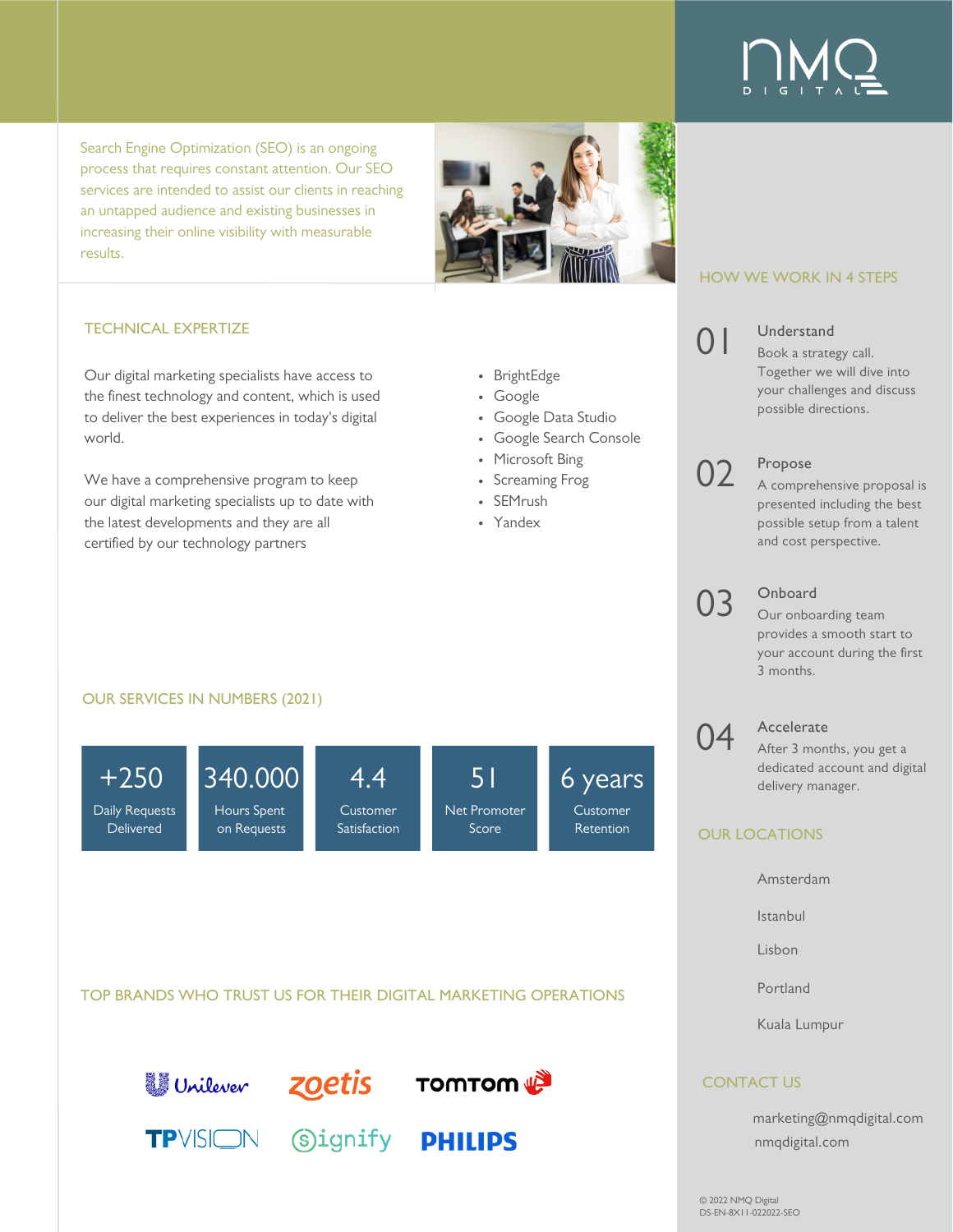Search Engine Optimization (SEO) is an ongoing process that requires constant attention. Our SEO services are intended to assist our clients in reaching an untapped audience and existing businesses in increasing their online visibility with measurable results.

## TECHNICAL EXPERTIZE

Our digital marketing specialists have access to the finest technology and content, which is used to deliver the best experiences in today's digital world.

We have a comprehensive program to keep our digital marketing specialists up to date with the latest developments and they are all certified by our technology partners

- BrightEdge
- Google
- Google Data Studio
- Google Search Console
- Microsoft Bing
- Screaming Frog
- SEMrush
- Yandex

## OUR SERVICES IN NUMBERS (2021)

| +250 | 340.000 | 4.4 | 51 | 6 years |
|---|---|---|---|---|
| Daily Requests Delivered | Hours Spent on Requests | Customer Satisfaction | Net Promoter Score | Customer Retention |

## TOP BRANDS WHO TRUST US FOR THEIR DIGITAL MARKETING OPERATIONS

Unilever, zoetis, TomTom, TPVISION, signify, PHILIPS

## HOW WE WORK IN 4 STEPS

**01 Understand**
Book a strategy call. Together we will dive into your challenges and discuss possible directions.

**02 Propose**
A comprehensive proposal is presented including the best possible setup from a talent and cost perspective.

**03 Onboard**
Our onboarding team provides a smooth start to your account during the first 3 months.

**04 Accelerate**
After 3 months, you get a dedicated account and digital delivery manager.

## OUR LOCATIONS

Amsterdam

Istanbul

Lisbon

Portland

Kuala Lumpur

## CONTACT US

marketing@nmqdigital.com
nmqdigital.com

© 2022 NMQ Digital
DS-EN-BX11-022022-SEO